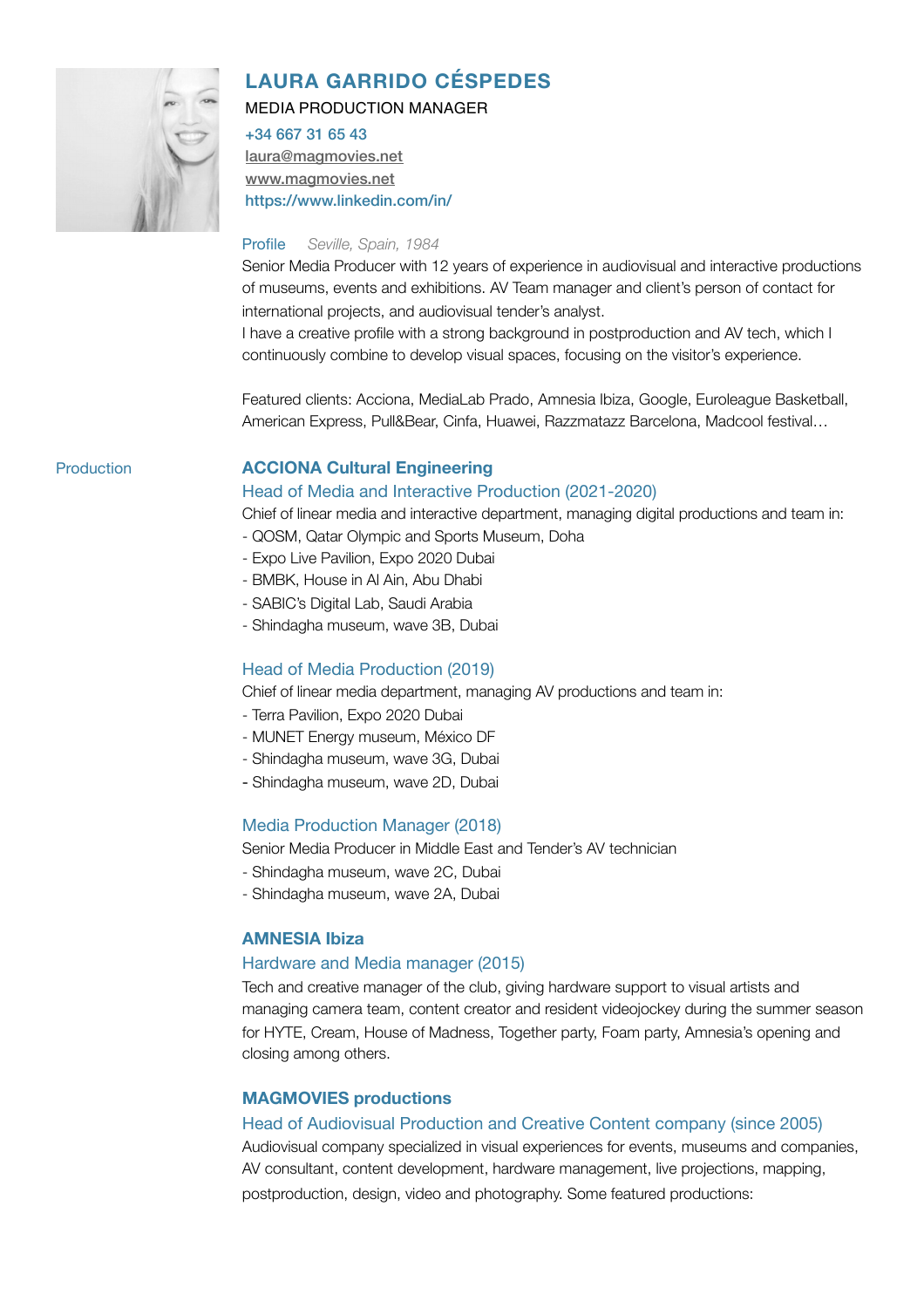# LAURA GARRIDO CÉSPEDES

MEDIA PRODUCTION MANAGER

+34 667 31 65 43
laura@magmovies.net
www.magmovies.net
https://www.linkedin.com/in/

## Profile

*Seville, Spain, 1984*

Senior Media Producer with 12 years of experience in audiovisual and interactive productions of museums, events and exhibitions. AV Team manager and client's person of contact for international projects, and audiovisual tender's analyst.
I have a creative profile with a strong background in postproduction and AV tech, which I continuously combine to develop visual spaces, focusing on the visitor's experience.

Featured clients: Acciona, MediaLab Prado, Amnesia Ibiza, Google, Euroleague Basketball, American Express, Pull&Bear, Cinfa, Huawei, Razzmatazz Barcelona, Madcool festival…

## Production

### ACCIONA Cultural Engineering

#### Head of Media and Interactive Production (2021-2020)

Chief of linear media and interactive department, managing digital productions and team in:
- QOSM, Qatar Olympic and Sports Museum, Doha
- Expo Live Pavilion, Expo 2020 Dubai
- BMBK, House in Al Ain, Abu Dhabi
- SABIC's Digital Lab, Saudi Arabia
- Shindagha museum, wave 3B, Dubai

#### Head of Media Production (2019)

Chief of linear media department, managing AV productions and team in:
- Terra Pavilion, Expo 2020 Dubai
- MUNET Energy museum, México DF
- Shindagha museum, wave 3G, Dubai
- Shindagha museum, wave 2D, Dubai

#### Media Production Manager (2018)

Senior Media Producer in Middle East and Tender's AV technician
- Shindagha museum, wave 2C, Dubai
- Shindagha museum, wave 2A, Dubai

### AMNESIA Ibiza

#### Hardware and Media manager (2015)

Tech and creative manager of the club, giving hardware support to visual artists and managing camera team, content creator and resident videojockey during the summer season for HYTE, Cream, House of Madness, Together party, Foam party, Amnesia's opening and closing among others.

### MAGMOVIES productions

#### Head of Audiovisual Production and Creative Content company (since 2005)

Audiovisual company specialized in visual experiences for events, museums and companies, AV consultant, content development, hardware management, live projections, mapping, postproduction, design, video and photography. Some featured productions: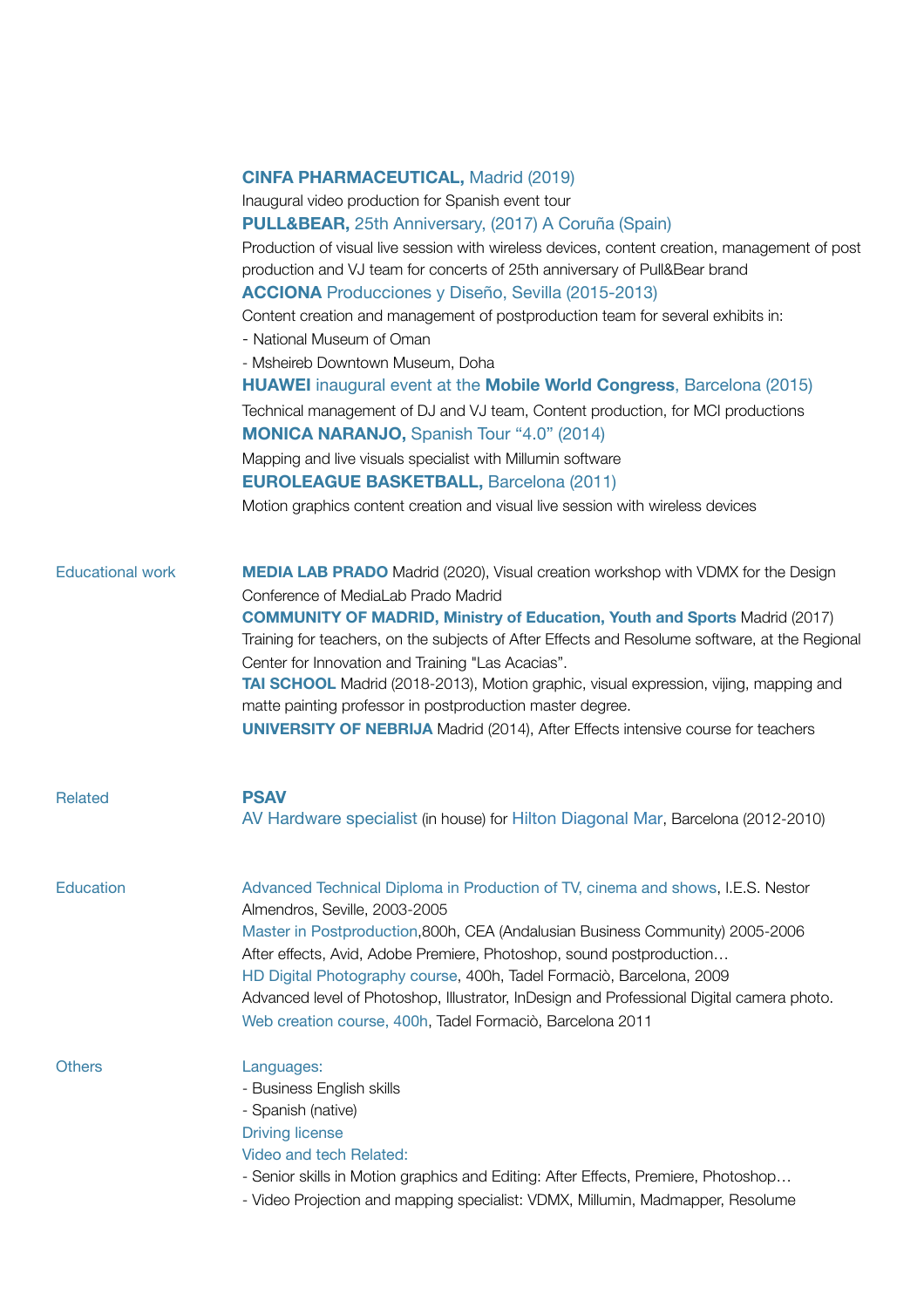**CINFA PHARMACEUTICAL,** Madrid (2019)

Inaugural video production for Spanish event tour

**PULL&BEAR,** 25th Anniversary, (2017) A Coruña (Spain)

Production of visual live session with wireless devices, content creation, management of post production and VJ team for concerts of 25th anniversary of Pull&Bear brand

**ACCIONA** Producciones y Diseño, Sevilla (2015-2013)

Content creation and management of postproduction team for several exhibits in:

- National Museum of Oman
- Msheireb Downtown Museum, Doha

**HUAWEI** inaugural event at the **Mobile World Congress**, Barcelona (2015)

Technical management of DJ and VJ team, Content production, for MCI productions

**MONICA NARANJO,** Spanish Tour "4.0" (2014)

Mapping and live visuals specialist with Millumin software

**EUROLEAGUE BASKETBALL,** Barcelona (2011)

Motion graphics content creation and visual live session with wireless devices

## Educational work

**MEDIA LAB PRADO** Madrid (2020), Visual creation workshop with VDMX for the Design Conference of MediaLab Prado Madrid

**COMMUNITY OF MADRID, Ministry of Education, Youth and Sports** Madrid (2017) Training for teachers, on the subjects of After Effects and Resolume software, at the Regional Center for Innovation and Training "Las Acacias".

**TAI SCHOOL** Madrid (2018-2013), Motion graphic, visual expression, vijing, mapping and matte painting professor in postproduction master degree.

**UNIVERSITY OF NEBRIJA** Madrid (2014), After Effects intensive course for teachers

## Related

**PSAV**

AV Hardware specialist (in house) for Hilton Diagonal Mar, Barcelona (2012-2010)

## Education

Advanced Technical Diploma in Production of TV, cinema and shows, I.E.S. Nestor Almendros, Seville, 2003-2005

Master in Postproduction,800h, CEA (Andalusian Business Community) 2005-2006

After effects, Avid, Adobe Premiere, Photoshop, sound postproduction…

HD Digital Photography course, 400h, Tadel Formaciò, Barcelona, 2009

Advanced level of Photoshop, Illustrator, InDesign and Professional Digital camera photo.

Web creation course, 400h, Tadel Formaciò, Barcelona 2011

## Others

Languages:

- Business English skills
- Spanish (native)

Driving license

Video and tech Related:

- Senior skills in Motion graphics and Editing: After Effects, Premiere, Photoshop…
- Video Projection and mapping specialist: VDMX, Millumin, Madmapper, Resolume